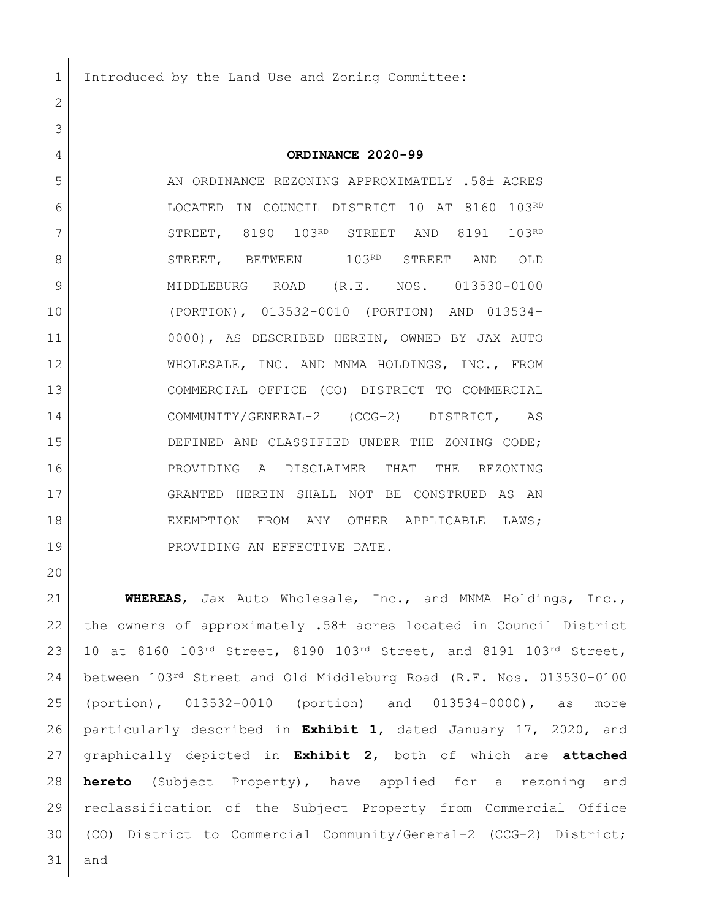Introduced by the Land Use and Zoning Committee:

# ORDINANCE 2020-99

AN ORDINANCE REZONING APPROXIMATELY .58± ACRES LOCATED IN COUNCIL DISTRICT 10 AT 8160 103RD STREET, 8190 103RD STREET AND 8191 103RD STREET, BETWEEN 103RD STREET AND OLD MIDDLEBURG ROAD (R.E. NOS. 013530-0100 (PORTION), 013532-0010 (PORTION) AND 013534-0000), AS DESCRIBED HEREIN, OWNED BY JAX AUTO WHOLESALE, INC. AND MNMA HOLDINGS, INC., FROM COMMERCIAL OFFICE (CO) DISTRICT TO COMMERCIAL COMMUNITY/GENERAL-2 (CCG-2) DISTRICT, AS DEFINED AND CLASSIFIED UNDER THE ZONING CODE; PROVIDING A DISCLAIMER THAT THE REZONING GRANTED HEREIN SHALL NOT BE CONSTRUED AS AN EXEMPTION FROM ANY OTHER APPLICABLE LAWS; PROVIDING AN EFFECTIVE DATE.

**WHEREAS**, Jax Auto Wholesale, Inc., and MNMA Holdings, Inc., the owners of approximately .58± acres located in Council District 10 at 8160 103rd Street, 8190 103rd Street, and 8191 103rd Street, between 103rd Street and Old Middleburg Road (R.E. Nos. 013530-0100 (portion), 013532-0010 (portion) and 013534-0000), as more particularly described in **Exhibit 1**, dated January 17, 2020, and graphically depicted in **Exhibit 2**, both of which are **attached hereto** (Subject Property), have applied for a rezoning and reclassification of the Subject Property from Commercial Office (CO) District to Commercial Community/General-2 (CCG-2) District; and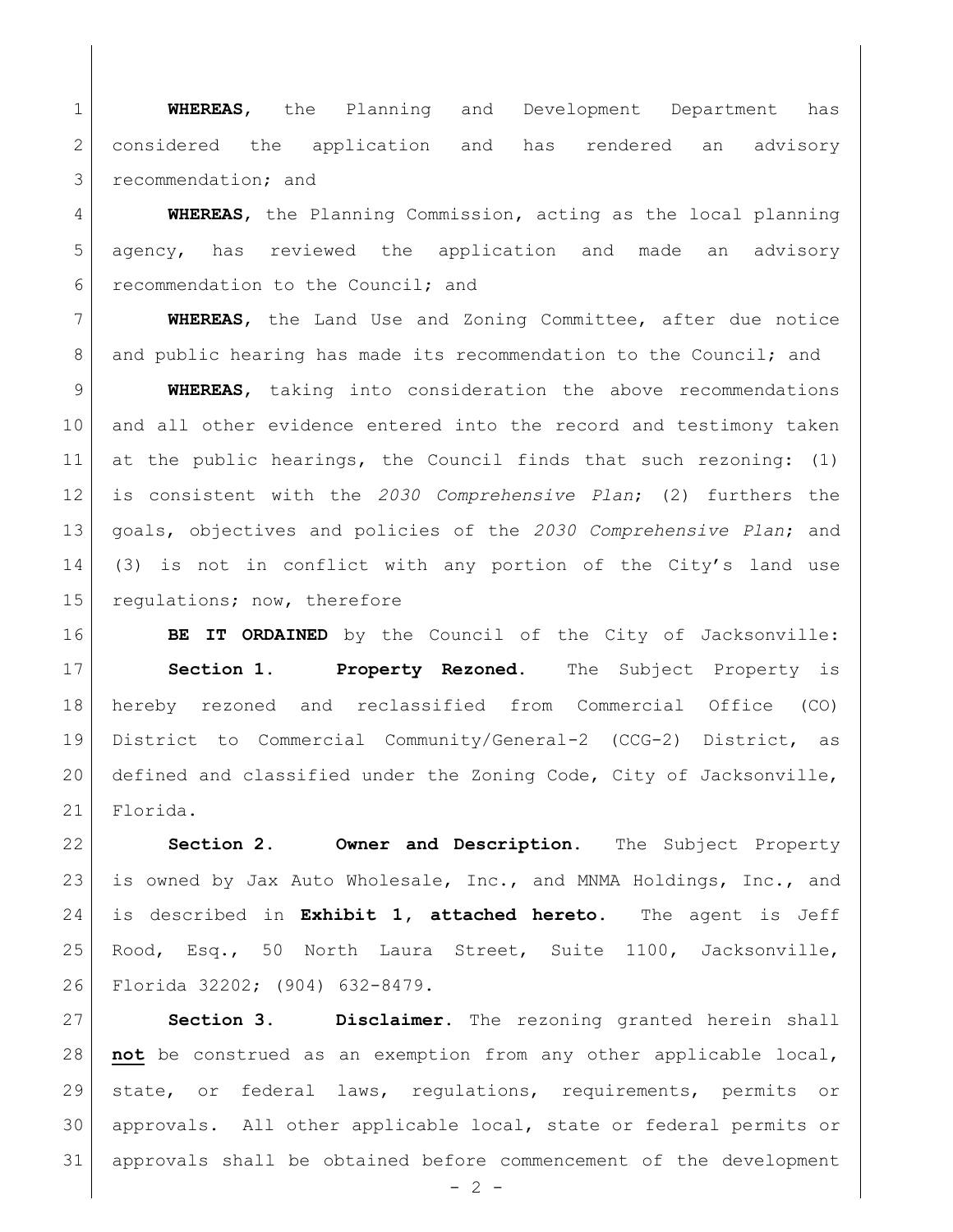**WHEREAS**, the Planning and Development Department has considered the application and has rendered an advisory recommendation; and

**WHEREAS**, the Planning Commission, acting as the local planning agency, has reviewed the application and made an advisory recommendation to the Council; and

**WHEREAS**, the Land Use and Zoning Committee, after due notice and public hearing has made its recommendation to the Council; and

**WHEREAS**, taking into consideration the above recommendations and all other evidence entered into the record and testimony taken at the public hearings, the Council finds that such rezoning: (1) is consistent with the *2030 Comprehensive Plan*; (2) furthers the goals, objectives and policies of the *2030 Comprehensive Plan*; and (3) is not in conflict with any portion of the City's land use regulations; now, therefore

**BE IT ORDAINED** by the Council of the City of Jacksonville:

**Section 1. Property Rezoned.** The Subject Property is hereby rezoned and reclassified from Commercial Office (CO) District to Commercial Community/General-2 (CCG-2) District, as defined and classified under the Zoning Code, City of Jacksonville, Florida.

**Section 2. Owner and Description.** The Subject Property is owned by Jax Auto Wholesale, Inc., and MNMA Holdings, Inc., and is described in **Exhibit 1, attached hereto.** The agent is Jeff Rood, Esq., 50 North Laura Street, Suite 1100, Jacksonville, Florida 32202; (904) 632-8479.

**Section 3. Disclaimer.** The rezoning granted herein shall **not** be construed as an exemption from any other applicable local, state, or federal laws, regulations, requirements, permits or approvals. All other applicable local, state or federal permits or approvals shall be obtained before commencement of the development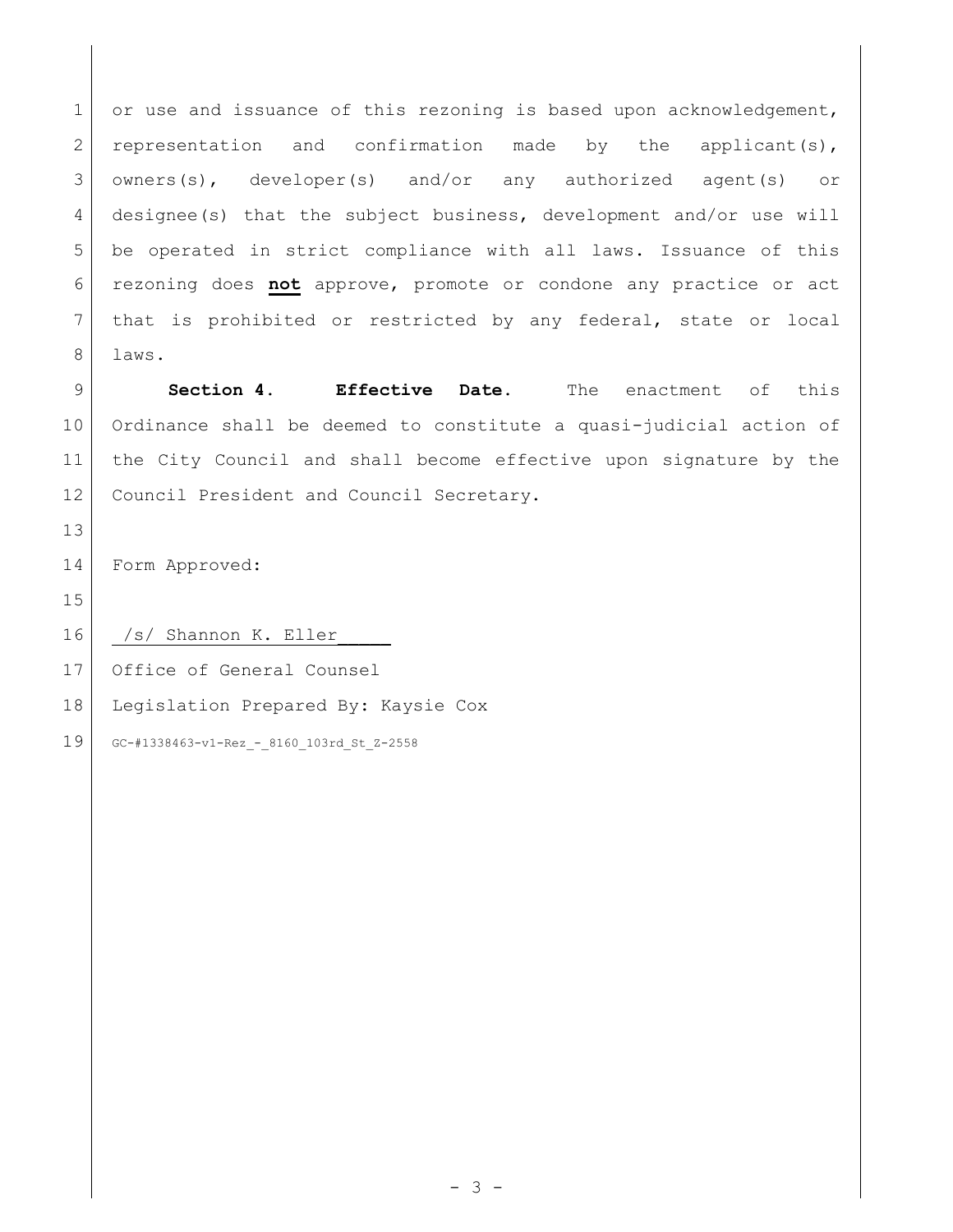or use and issuance of this rezoning is based upon acknowledgement, representation and confirmation made by the applicant(s), owners(s), developer(s) and/or any authorized agent(s) or designee(s) that the subject business, development and/or use will be operated in strict compliance with all laws. Issuance of this rezoning does **not** approve, promote or condone any practice or act that is prohibited or restricted by any federal, state or local laws.

**Section 4. Effective Date.** The enactment of this Ordinance shall be deemed to constitute a quasi-judicial action of the City Council and shall become effective upon signature by the Council President and Council Secretary.

Form Approved:

/s/ Shannon K. Eller

Office of General Counsel

Legislation Prepared By: Kaysie Cox

GC-#1338463-v1-Rez_-_8160_103rd_St_Z-2558